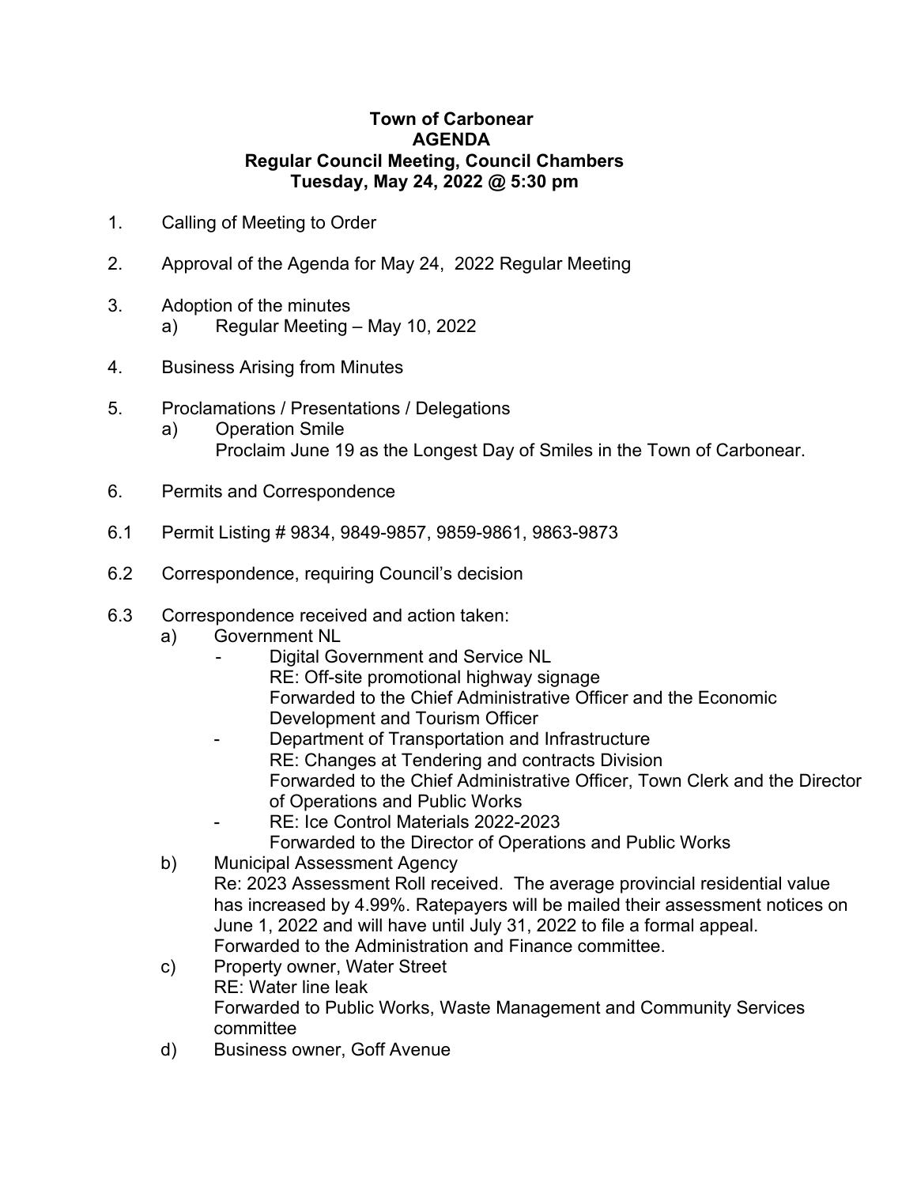**Town of Carbonear**
**AGENDA**
**Regular Council Meeting, Council Chambers**
**Tuesday, May 24, 2022 @ 5:30 pm**

1. Calling of Meeting to Order

2. Approval of the Agenda for May 24, 2022 Regular Meeting

3. Adoption of the minutes
   a) Regular Meeting – May 10, 2022

4. Business Arising from Minutes

5. Proclamations / Presentations / Delegations
   a) Operation Smile
      Proclaim June 19 as the Longest Day of Smiles in the Town of Carbonear.

6. Permits and Correspondence

6.1 Permit Listing # 9834, 9849-9857, 9859-9861, 9863-9873

6.2 Correspondence, requiring Council's decision

6.3 Correspondence received and action taken:
   a) Government NL
      - Digital Government and Service NL
        RE: Off-site promotional highway signage
        Forwarded to the Chief Administrative Officer and the Economic Development and Tourism Officer
      - Department of Transportation and Infrastructure
        RE: Changes at Tendering and contracts Division
        Forwarded to the Chief Administrative Officer, Town Clerk and the Director of Operations and Public Works
      - RE: Ice Control Materials 2022-2023
        Forwarded to the Director of Operations and Public Works
   b) Municipal Assessment Agency
      Re: 2023 Assessment Roll received. The average provincial residential value has increased by 4.99%. Ratepayers will be mailed their assessment notices on June 1, 2022 and will have until July 31, 2022 to file a formal appeal.
      Forwarded to the Administration and Finance committee.
   c) Property owner, Water Street
      RE: Water line leak
      Forwarded to Public Works, Waste Management and Community Services committee
   d) Business owner, Goff Avenue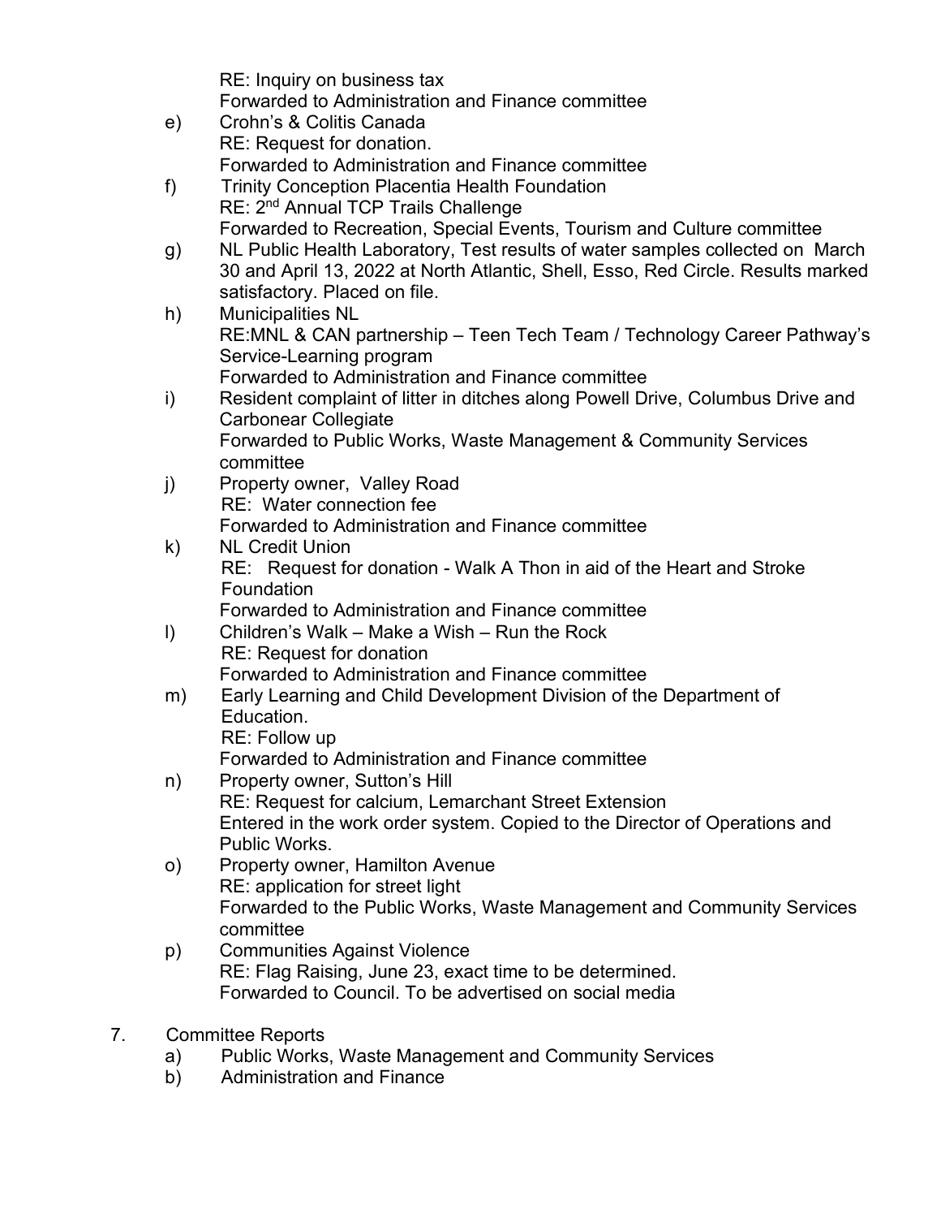RE: Inquiry on business tax
Forwarded to Administration and Finance committee

e) Crohn's & Colitis Canada
RE: Request for donation.
Forwarded to Administration and Finance committee

f) Trinity Conception Placentia Health Foundation
RE: 2nd Annual TCP Trails Challenge
Forwarded to Recreation, Special Events, Tourism and Culture committee

g) NL Public Health Laboratory, Test results of water samples collected on March 30 and April 13, 2022 at North Atlantic, Shell, Esso, Red Circle. Results marked satisfactory. Placed on file.

h) Municipalities NL
RE:MNL & CAN partnership – Teen Tech Team / Technology Career Pathway's Service-Learning program
Forwarded to Administration and Finance committee

i) Resident complaint of litter in ditches along Powell Drive, Columbus Drive and Carbonear Collegiate
Forwarded to Public Works, Waste Management & Community Services committee

j) Property owner, Valley Road
RE: Water connection fee
Forwarded to Administration and Finance committee

k) NL Credit Union
RE: Request for donation - Walk A Thon in aid of the Heart and Stroke Foundation
Forwarded to Administration and Finance committee

l) Children's Walk – Make a Wish – Run the Rock
RE: Request for donation
Forwarded to Administration and Finance committee

m) Early Learning and Child Development Division of the Department of Education.
RE: Follow up
Forwarded to Administration and Finance committee

n) Property owner, Sutton's Hill
RE: Request for calcium, Lemarchant Street Extension
Entered in the work order system. Copied to the Director of Operations and Public Works.

o) Property owner, Hamilton Avenue
RE: application for street light
Forwarded to the Public Works, Waste Management and Community Services committee

p) Communities Against Violence
RE: Flag Raising, June 23, exact time to be determined.
Forwarded to Council. To be advertised on social media

7. Committee Reports
   a) Public Works, Waste Management and Community Services
   b) Administration and Finance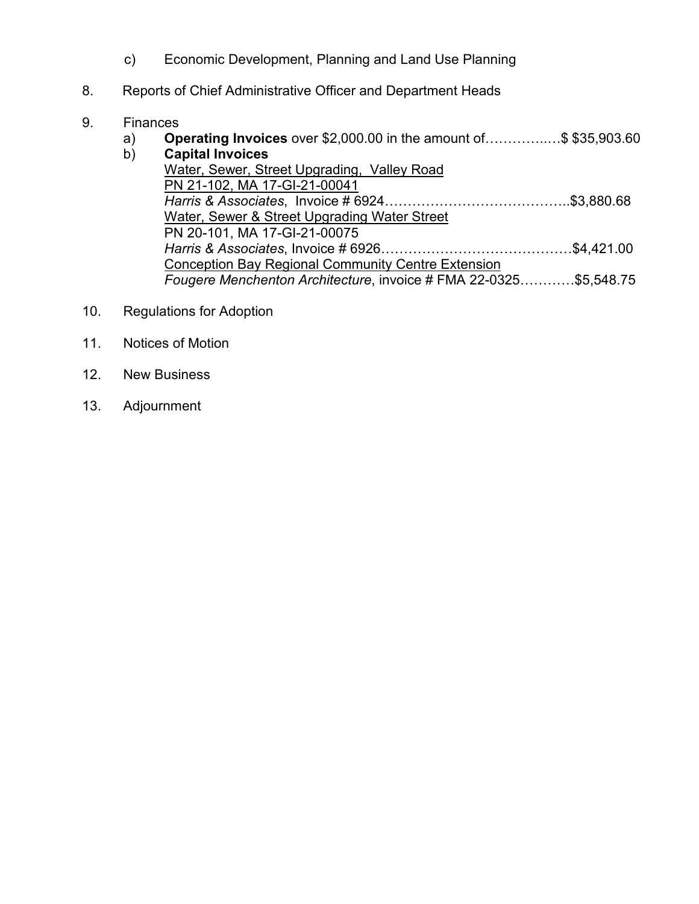c) Economic Development, Planning and Land Use Planning

8. Reports of Chief Administrative Officer and Department Heads

9. Finances
   a) **Operating Invoices** over $2,000.00 in the amount of…………..…$ $35,903.60
   b) **Capital Invoices**
      Water, Sewer, Street Upgrading, Valley Road
      PN 21-102, MA 17-GI-21-00041
      *Harris & Associates*, Invoice # 6924…………………………………..$3,880.68
      Water, Sewer & Street Upgrading Water Street
      PN 20-101, MA 17-GI-21-00075
      *Harris & Associates*, Invoice # 6926……………………………………$4,421.00
      Conception Bay Regional Community Centre Extension
      *Fougere Menchenton Architecture*, invoice # FMA 22-0325…………$5,548.75

10. Regulations for Adoption

11. Notices of Motion

12. New Business

13. Adjournment